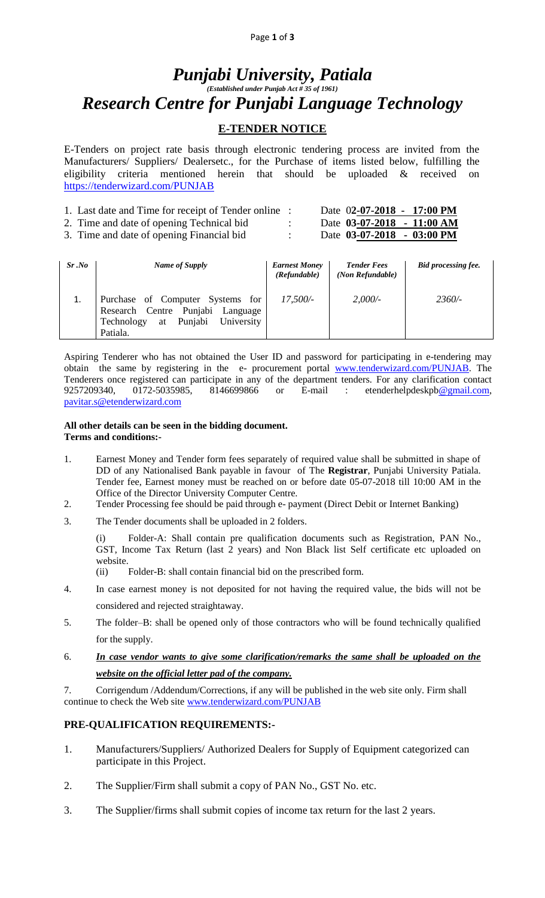# *Punjabi University, Patiala*

*(Established under Punjab Act # 35 of 1961)*

# *Research Centre for Punjabi Language Technology*

## E-TENDER NOTICE

E-Tenders on project rate basis through electronic tendering process are invited from the Manufacturers/ Suppliers/ Dealersetc., for the Purchase of items listed below, fulfilling the eligibility criteria mentioned herein that should be uploaded & received on https://tenderwizard.com/PUNJAB

1. Last date and Time for receipt of Tender online : Date **02-07-2018 - 17:00 PM**
2. Time and date of opening Technical bid : Date **03-07-2018 - 11:00 AM**
3. Time and date of opening Financial bid : Date **03-07-2018 - 03:00 PM**

| *Sr .No* | *Name of Supply* | *Earnest Money (Refundable)* | *Tender Fees (Non Refundable)* | *Bid processing fee.* |
|---|---|---|---|---|
| 1. | Purchase of Computer Systems for Research Centre Punjabi Language Technology at Punjabi University Patiala. | *17,500/-* | *2,000/-* | *2360/-* |

Aspiring Tenderer who has not obtained the User ID and password for participating in e-tendering may obtain the same by registering in the e- procurement portal www.tenderwizard.com/PUNJAB. The Tenderers once registered can participate in any of the department tenders. For any clarification contact 9257209340, 0172-5035985, 8146699866 or E-mail : etenderhelpdeskpb@gmail.com, pavitar.s@etenderwizard.com

**All other details can be seen in the bidding document.**
**Terms and conditions:-**

1. Earnest Money and Tender form fees separately of required value shall be submitted in shape of DD of any Nationalised Bank payable in favour of The **Registrar**, Punjabi University Patiala. Tender fee, Earnest money must be reached on or before date 05-07-2018 till 10:00 AM in the Office of the Director University Computer Centre.
2. Tender Processing fee should be paid through e- payment (Direct Debit or Internet Banking)
3. The Tender documents shall be uploaded in 2 folders.

   (i) Folder-A: Shall contain pre qualification documents such as Registration, PAN No., GST, Income Tax Return (last 2 years) and Non Black list Self certificate etc uploaded on website.

   (ii) Folder-B: shall contain financial bid on the prescribed form.
4. In case earnest money is not deposited for not having the required value, the bids will not be considered and rejected straightaway.
5. The folder–B: shall be opened only of those contractors who will be found technically qualified for the supply.
6. ***In case vendor wants to give some clarification/remarks the same shall be uploaded on the website on the official letter pad of the company.***
7. Corrigendum /Addendum/Corrections, if any will be published in the web site only. Firm shall continue to check the Web site www.tenderwizard.com/PUNJAB

## PRE-QUALIFICATION REQUIREMENTS:-

1. Manufacturers/Suppliers/ Authorized Dealers for Supply of Equipment categorized can participate in this Project.
2. The Supplier/Firm shall submit a copy of PAN No., GST No. etc.
3. The Supplier/firms shall submit copies of income tax return for the last 2 years.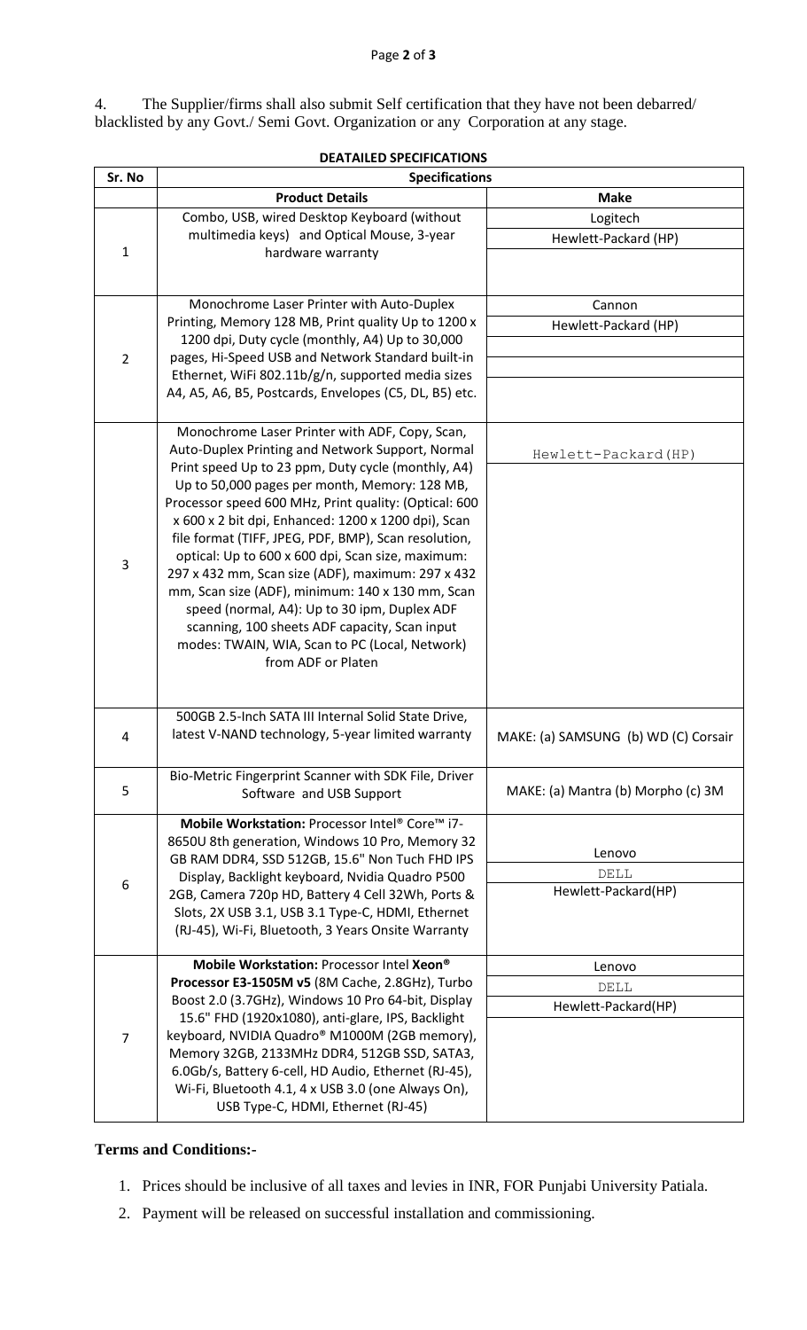4. The Supplier/firms shall also submit Self certification that they have not been debarred/ blacklisted by any Govt./ Semi Govt. Organization or any Corporation at any stage.

**DEATAILED SPECIFICATIONS**

| Sr. No | Specifications | |
|---|---|---|
| | **Product Details** | **Make** |
| 1 | Combo, USB, wired Desktop Keyboard (without multimedia keys) and Optical Mouse, 3-year hardware warranty | Logitech<br>Hewlett-Packard (HP) |
| 2 | Monochrome Laser Printer with Auto-Duplex Printing, Memory 128 MB, Print quality Up to 1200 x 1200 dpi, Duty cycle (monthly, A4) Up to 30,000 pages, Hi-Speed USB and Network Standard built-in Ethernet, WiFi 802.11b/g/n, supported media sizes A4, A5, A6, B5, Postcards, Envelopes (C5, DL, B5) etc. | Cannon<br>Hewlett-Packard (HP) |
| 3 | Monochrome Laser Printer with ADF, Copy, Scan, Auto-Duplex Printing and Network Support, Normal Print speed Up to 23 ppm, Duty cycle (monthly, A4) Up to 50,000 pages per month, Memory: 128 MB, Processor speed 600 MHz, Print quality: (Optical: 600 x 600 x 2 bit dpi, Enhanced: 1200 x 1200 dpi), Scan file format (TIFF, JPEG, PDF, BMP), Scan resolution, optical: Up to 600 x 600 dpi, Scan size, maximum: 297 x 432 mm, Scan size (ADF), maximum: 297 x 432 mm, Scan size (ADF), minimum: 140 x 130 mm, Scan speed (normal, A4): Up to 30 ipm, Duplex ADF scanning, 100 sheets ADF capacity, Scan input modes: TWAIN, WIA, Scan to PC (Local, Network) from ADF or Platen | Hewlett-Packard(HP) |
| 4 | 500GB 2.5-Inch SATA III Internal Solid State Drive, latest V-NAND technology, 5-year limited warranty | MAKE: (a) SAMSUNG (b) WD (C) Corsair |
| 5 | Bio-Metric Fingerprint Scanner with SDK File, Driver Software and USB Support | MAKE: (a) Mantra (b) Morpho (c) 3M |
| 6 | **Mobile Workstation:** Processor Intel® Core™ i7-8650U 8th generation, Windows 10 Pro, Memory 32 GB RAM DDR4, SSD 512GB, 15.6" Non Tuch FHD IPS Display, Backlight keyboard, Nvidia Quadro P500 2GB, Camera 720p HD, Battery 4 Cell 32Wh, Ports & Slots, 2X USB 3.1, USB 3.1 Type-C, HDMI, Ethernet (RJ-45), Wi-Fi, Bluetooth, 3 Years Onsite Warranty | Lenovo<br>DELL<br>Hewlett-Packard(HP) |
| 7 | **Mobile Workstation:** Processor Intel **Xeon® Processor E3-1505M v5** (8M Cache, 2.8GHz), Turbo Boost 2.0 (3.7GHz), Windows 10 Pro 64-bit, Display 15.6" FHD (1920x1080), anti-glare, IPS, Backlight keyboard, NVIDIA Quadro® M1000M (2GB memory), Memory 32GB, 2133MHz DDR4, 512GB SSD, SATA3, 6.0Gb/s, Battery 6-cell, HD Audio, Ethernet (RJ-45), Wi-Fi, Bluetooth 4.1, 4 x USB 3.0 (one Always On), USB Type-C, HDMI, Ethernet (RJ-45) | Lenovo<br>DELL<br>Hewlett-Packard(HP) |

**Terms and Conditions:-**

1. Prices should be inclusive of all taxes and levies in INR, FOR Punjabi University Patiala.
2. Payment will be released on successful installation and commissioning.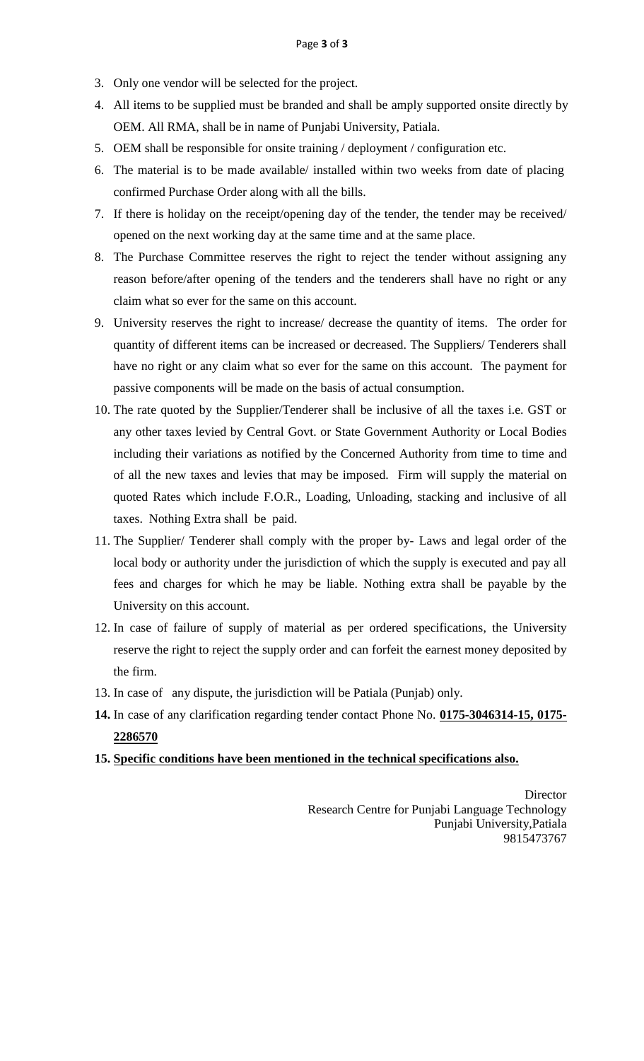3. Only one vendor will be selected for the project.
4. All items to be supplied must be branded and shall be amply supported onsite directly by OEM. All RMA, shall be in name of Punjabi University, Patiala.
5. OEM shall be responsible for onsite training / deployment / configuration etc.
6. The material is to be made available/ installed within two weeks from date of placing confirmed Purchase Order along with all the bills.
7. If there is holiday on the receipt/opening day of the tender, the tender may be received/ opened on the next working day at the same time and at the same place.
8. The Purchase Committee reserves the right to reject the tender without assigning any reason before/after opening of the tenders and the tenderers shall have no right or any claim what so ever for the same on this account.
9. University reserves the right to increase/ decrease the quantity of items. The order for quantity of different items can be increased or decreased. The Suppliers/ Tenderers shall have no right or any claim what so ever for the same on this account. The payment for passive components will be made on the basis of actual consumption.
10. The rate quoted by the Supplier/Tenderer shall be inclusive of all the taxes i.e. GST or any other taxes levied by Central Govt. or State Government Authority or Local Bodies including their variations as notified by the Concerned Authority from time to time and of all the new taxes and levies that may be imposed. Firm will supply the material on quoted Rates which include F.O.R., Loading, Unloading, stacking and inclusive of all taxes. Nothing Extra shall be paid.
11. The Supplier/ Tenderer shall comply with the proper by- Laws and legal order of the local body or authority under the jurisdiction of which the supply is executed and pay all fees and charges for which he may be liable. Nothing extra shall be payable by the University on this account.
12. In case of failure of supply of material as per ordered specifications, the University reserve the right to reject the supply order and can forfeit the earnest money deposited by the firm.
13. In case of any dispute, the jurisdiction will be Patiala (Punjab) only.
14. **In case of any clarification regarding tender contact Phone No. 0175-3046314-15, 0175-2286570**
15. **Specific conditions have been mentioned in the technical specifications also.**

Director
Research Centre for Punjabi Language Technology
Punjabi University,Patiala
9815473767